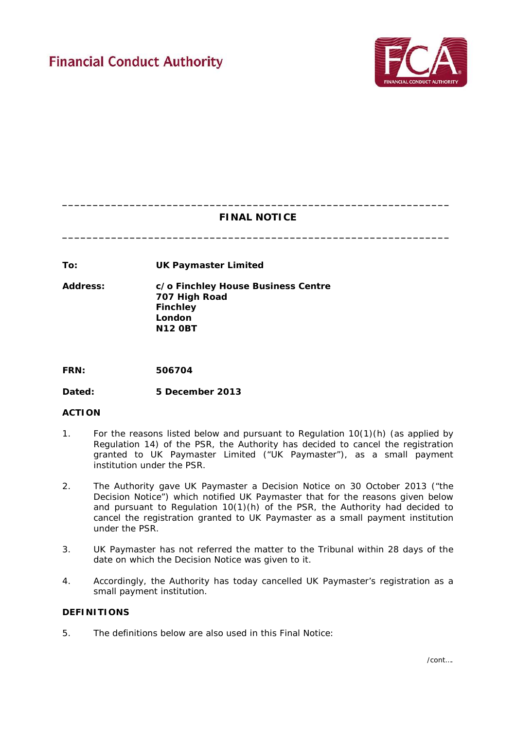Financial Conduct Authority

---

# FINAL NOTICE

---

| | |
|---|---|
| **To:** | **UK Paymaster Limited** |
| **Address:** | **c/o Finchley House Business Centre**<br>**707 High Road**<br>**Finchley**<br>**London**<br>**N12 0BT** |
| **FRN:** | **506704** |
| **Dated:** | **5 December 2013** |

## ACTION

1. For the reasons listed below and pursuant to Regulation 10(1)(h) (as applied by Regulation 14) of the PSR, the Authority has decided to cancel the registration granted to UK Paymaster Limited ("UK Paymaster"), as a small payment institution under the PSR.

2. The Authority gave UK Paymaster a Decision Notice on 30 October 2013 ("the Decision Notice") which notified UK Paymaster that for the reasons given below and pursuant to Regulation 10(1)(h) of the PSR, the Authority had decided to cancel the registration granted to UK Paymaster as a small payment institution under the PSR.

3. UK Paymaster has not referred the matter to the Tribunal within 28 days of the date on which the Decision Notice was given to it.

4. Accordingly, the Authority has today cancelled UK Paymaster's registration as a small payment institution.

## DEFINITIONS

5. The definitions below are also used in this Final Notice:

/cont….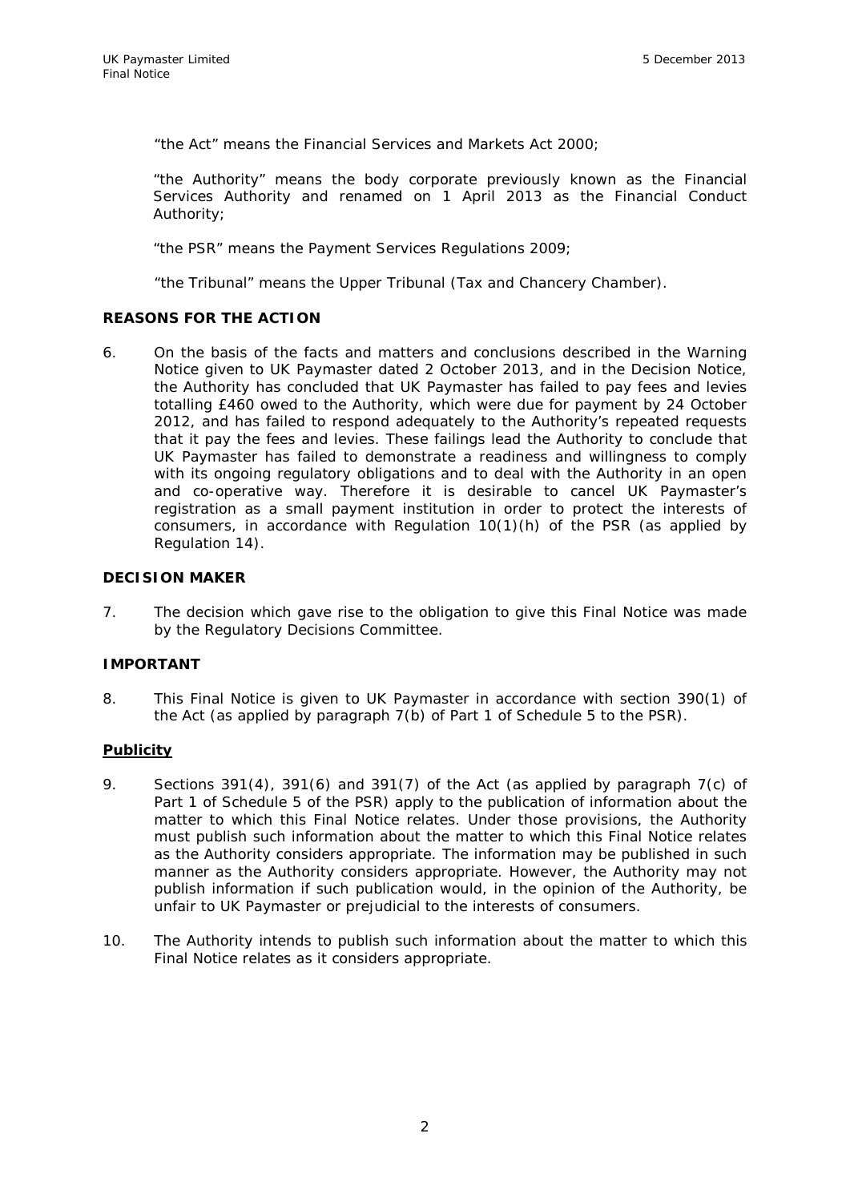"the Act" means the Financial Services and Markets Act 2000;

"the Authority" means the body corporate previously known as the Financial Services Authority and renamed on 1 April 2013 as the Financial Conduct Authority;

"the PSR" means the Payment Services Regulations 2009;

"the Tribunal" means the Upper Tribunal (Tax and Chancery Chamber).

## REASONS FOR THE ACTION

6. On the basis of the facts and matters and conclusions described in the Warning Notice given to UK Paymaster dated 2 October 2013, and in the Decision Notice, the Authority has concluded that UK Paymaster has failed to pay fees and levies totalling £460 owed to the Authority, which were due for payment by 24 October 2012, and has failed to respond adequately to the Authority's repeated requests that it pay the fees and levies. These failings lead the Authority to conclude that UK Paymaster has failed to demonstrate a readiness and willingness to comply with its ongoing regulatory obligations and to deal with the Authority in an open and co-operative way. Therefore it is desirable to cancel UK Paymaster's registration as a small payment institution in order to protect the interests of consumers, in accordance with Regulation 10(1)(h) of the PSR (as applied by Regulation 14).

## DECISION MAKER

7. The decision which gave rise to the obligation to give this Final Notice was made by the Regulatory Decisions Committee.

## IMPORTANT

8. This Final Notice is given to UK Paymaster in accordance with section 390(1) of the Act (as applied by paragraph 7(b) of Part 1 of Schedule 5 to the PSR).

### Publicity

9. Sections 391(4), 391(6) and 391(7) of the Act (as applied by paragraph 7(c) of Part 1 of Schedule 5 of the PSR) apply to the publication of information about the matter to which this Final Notice relates. Under those provisions, the Authority must publish such information about the matter to which this Final Notice relates as the Authority considers appropriate. The information may be published in such manner as the Authority considers appropriate. However, the Authority may not publish information if such publication would, in the opinion of the Authority, be unfair to UK Paymaster or prejudicial to the interests of consumers.

10. The Authority intends to publish such information about the matter to which this Final Notice relates as it considers appropriate.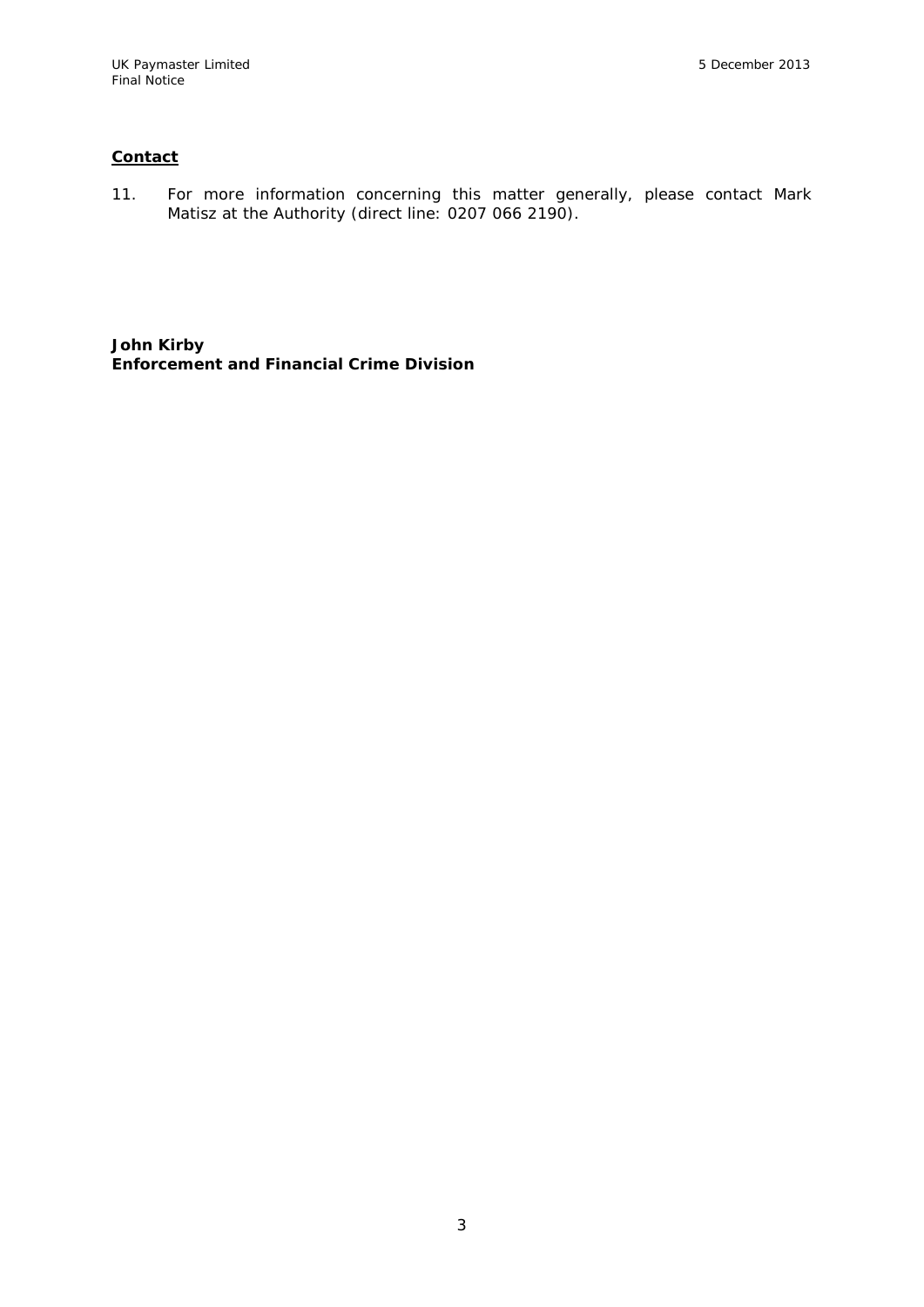**Contact**

11. For more information concerning this matter generally, please contact Mark Matisz at the Authority (direct line: 0207 066 2190).

**John Kirby**
**Enforcement and Financial Crime Division**